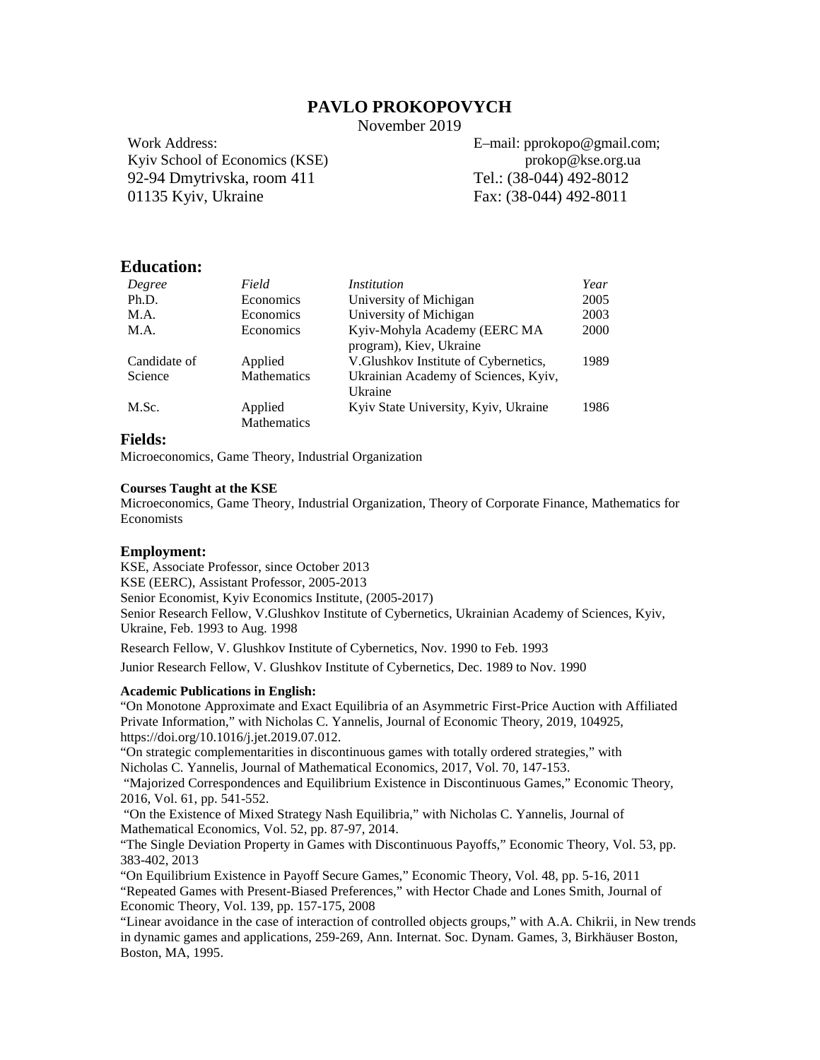# PAVLO PROKOPOVYCH

November 2019

Work Address:
Kyiv School of Economics (KSE)
92-94 Dmytrivska, room 411
01135 Kyiv, Ukraine

E–mail: pprokopo@gmail.com; prokop@kse.org.ua
Tel.: (38-044) 492-8012
Fax: (38-044) 492-8011

## Education:

| *Degree* | *Field* | *Institution* | *Year* |
|---|---|---|---|
| Ph.D. | Economics | University of Michigan | 2005 |
| M.A. | Economics | University of Michigan | 2003 |
| M.A. | Economics | Kyiv-Mohyla Academy (EERC MA program), Kiev, Ukraine | 2000 |
| Candidate of Science | Applied Mathematics | V.Glushkov Institute of Cybernetics, Ukrainian Academy of Sciences, Kyiv, Ukraine | 1989 |
| M.Sc. | Applied Mathematics | Kyiv State University, Kyiv, Ukraine | 1986 |

## Fields:

Microeconomics, Game Theory, Industrial Organization

#### Courses Taught at the KSE

Microeconomics, Game Theory, Industrial Organization, Theory of Corporate Finance, Mathematics for Economists

## Employment:

KSE, Associate Professor, since October 2013
KSE (EERC), Assistant Professor, 2005-2013
Senior Economist, Kyiv Economics Institute, (2005-2017)
Senior Research Fellow, V.Glushkov Institute of Cybernetics, Ukrainian Academy of Sciences, Kyiv, Ukraine, Feb. 1993 to Aug. 1998

Research Fellow, V. Glushkov Institute of Cybernetics, Nov. 1990 to Feb. 1993

Junior Research Fellow, V. Glushkov Institute of Cybernetics, Dec. 1989 to Nov. 1990

#### Academic Publications in English:

"On Monotone Approximate and Exact Equilibria of an Asymmetric First-Price Auction with Affiliated Private Information," with Nicholas C. Yannelis, Journal of Economic Theory, 2019, 104925, https://doi.org/10.1016/j.jet.2019.07.012.

"On strategic complementarities in discontinuous games with totally ordered strategies," with Nicholas C. Yannelis, Journal of Mathematical Economics, 2017, Vol. 70, 147-153.

"Majorized Correspondences and Equilibrium Existence in Discontinuous Games," Economic Theory, 2016, Vol. 61, pp. 541-552.

"On the Existence of Mixed Strategy Nash Equilibria," with Nicholas C. Yannelis, Journal of Mathematical Economics, Vol. 52, pp. 87-97, 2014.

"The Single Deviation Property in Games with Discontinuous Payoffs," Economic Theory, Vol. 53, pp. 383-402, 2013

"On Equilibrium Existence in Payoff Secure Games," Economic Theory, Vol. 48, pp. 5-16, 2011

"Repeated Games with Present-Biased Preferences," with Hector Chade and Lones Smith, Journal of Economic Theory, Vol. 139, pp. 157-175, 2008

"Linear avoidance in the case of interaction of controlled objects groups," with A.A. Chikrii, in New trends in dynamic games and applications, 259-269, Ann. Internat. Soc. Dynam. Games, 3, Birkhäuser Boston, Boston, MA, 1995.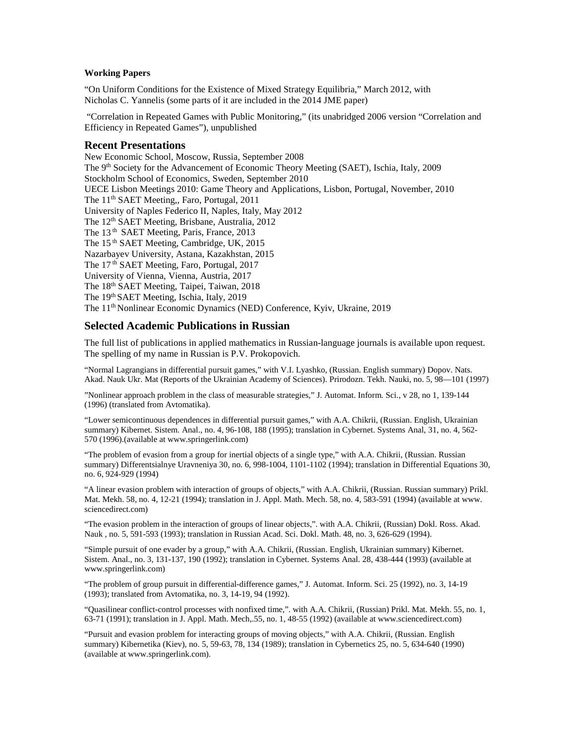**Working Papers**

"On Uniform Conditions for the Existence of Mixed Strategy Equilibria," March 2012, with Nicholas C. Yannelis (some parts of it are included in the 2014 JME paper)

"Correlation in Repeated Games with Public Monitoring," (its unabridged 2006 version "Correlation and Efficiency in Repeated Games"), unpublished

## Recent Presentations

New Economic School, Moscow, Russia, September 2008
The 9th Society for the Advancement of Economic Theory Meeting (SAET), Ischia, Italy, 2009
Stockholm School of Economics, Sweden, September 2010
UECE Lisbon Meetings 2010: Game Theory and Applications, Lisbon, Portugal, November, 2010
The 11th SAET Meeting,, Faro, Portugal, 2011
University of Naples Federico II, Naples, Italy, May 2012
The 12th SAET Meeting, Brisbane, Australia, 2012
The 13th SAET Meeting, Paris, France, 2013
The 15th SAET Meeting, Cambridge, UK, 2015
Nazarbayev University, Astana, Kazakhstan, 2015
The 17th SAET Meeting, Faro, Portugal, 2017
University of Vienna, Vienna, Austria, 2017
The 18th SAET Meeting, Taipei, Taiwan, 2018
The 19th SAET Meeting, Ischia, Italy, 2019
The 11th Nonlinear Economic Dynamics (NED) Conference, Kyiv, Ukraine, 2019

## Selected Academic Publications in Russian

The full list of publications in applied mathematics in Russian-language journals is available upon request. The spelling of my name in Russian is P.V. Prokopovich.

"Normal Lagrangians in differential pursuit games," with V.I. Lyashko, (Russian. English summary) Dopov. Nats. Akad. Nauk Ukr. Mat (Reports of the Ukrainian Academy of Sciences). Prirodozn. Tekh. Nauki, no. 5, 98—101 (1997)

"Nonlinear approach problem in the class of measurable strategies," J. Automat. Inform. Sci., v 28, no 1, 139-144 (1996) (translated from Avtomatika).

"Lower semicontinuous dependences in differential pursuit games," with A.A. Chikrii, (Russian. English, Ukrainian summary) Kibernet. Sistem. Anal., no. 4, 96-108, 188 (1995); translation in Cybernet. Systems Anal, 31, no. 4, 562-570 (1996).(available at www.springerlink.com)

"The problem of evasion from a group for inertial objects of a single type," with A.A. Chikrii, (Russian. Russian summary) Differentsialnye Uravneniya 30, no. 6, 998-1004, 1101-1102 (1994); translation in Differential Equations 30, no. 6, 924-929 (1994)

"A linear evasion problem with interaction of groups of objects," with A.A. Chikrii, (Russian. Russian summary) Prikl. Mat. Mekh. 58, no. 4, 12-21 (1994); translation in J. Appl. Math. Mech. 58, no. 4, 583-591 (1994) (available at www. sciencedirect.com)

"The evasion problem in the interaction of groups of linear objects,". with A.A. Chikrii, (Russian) Dokl. Ross. Akad. Nauk , no. 5, 591-593 (1993); translation in Russian Acad. Sci. Dokl. Math. 48, no. 3, 626-629 (1994).

"Simple pursuit of one evader by a group," with A.A. Chikrii, (Russian. English, Ukrainian summary) Kibernet. Sistem. Anal., no. 3, 131-137, 190 (1992); translation in Cybernet. Systems Anal. 28, 438-444 (1993) (available at www.springerlink.com)

"The problem of group pursuit in differential-difference games," J. Automat. Inform. Sci. 25 (1992), no. 3, 14-19 (1993); translated from Avtomatika, no. 3, 14-19, 94 (1992).

"Quasilinear conflict-control processes with nonfixed time,". with A.A. Chikrii, (Russian) Prikl. Mat. Mekh. 55, no. 1, 63-71 (1991); translation in J. Appl. Math. Mech,.55, no. 1, 48-55 (1992) (available at www.sciencedirect.com)

"Pursuit and evasion problem for interacting groups of moving objects," with A.A. Chikrii, (Russian. English summary) Kibernetika (Kiev), no. 5, 59-63, 78, 134 (1989); translation in Cybernetics 25, no. 5, 634-640 (1990) (available at www.springerlink.com).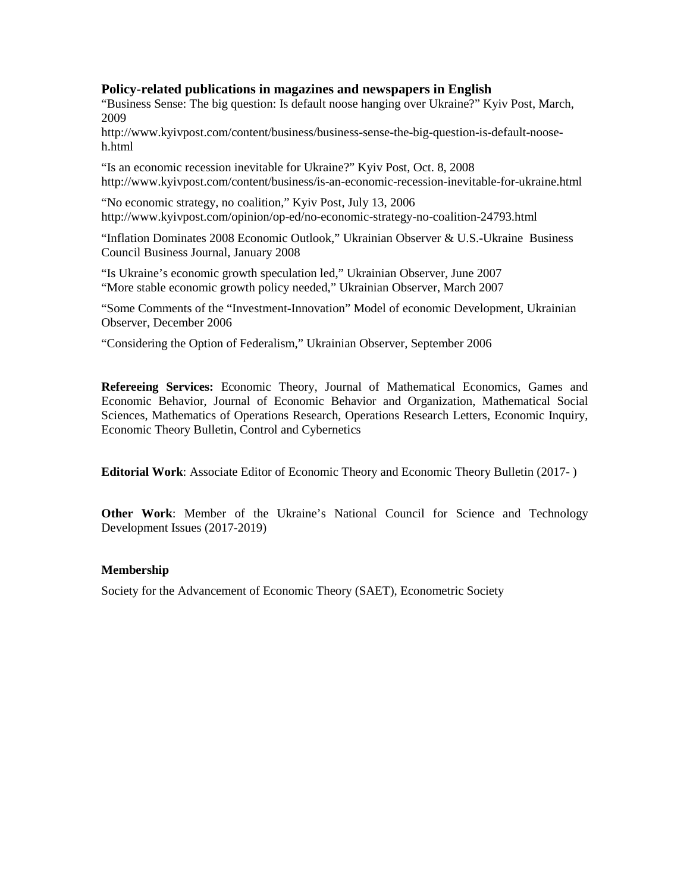### Policy-related publications in magazines and newspapers in English

"Business Sense: The big question: Is default noose hanging over Ukraine?" Kyiv Post, March, 2009
http://www.kyivpost.com/content/business/business-sense-the-big-question-is-default-noose-h.html

"Is an economic recession inevitable for Ukraine?" Kyiv Post, Oct. 8, 2008
http://www.kyivpost.com/content/business/is-an-economic-recession-inevitable-for-ukraine.html

"No economic strategy, no coalition," Kyiv Post, July 13, 2006
http://www.kyivpost.com/opinion/op-ed/no-economic-strategy-no-coalition-24793.html

"Inflation Dominates 2008 Economic Outlook," Ukrainian Observer & U.S.-Ukraine Business Council Business Journal, January 2008

"Is Ukraine's economic growth speculation led," Ukrainian Observer, June 2007
"More stable economic growth policy needed," Ukrainian Observer, March 2007

"Some Comments of the "Investment-Innovation" Model of economic Development, Ukrainian Observer, December 2006

"Considering the Option of Federalism," Ukrainian Observer, September 2006

**Refereeing Services:** Economic Theory, Journal of Mathematical Economics, Games and Economic Behavior, Journal of Economic Behavior and Organization, Mathematical Social Sciences, Mathematics of Operations Research, Operations Research Letters, Economic Inquiry, Economic Theory Bulletin, Control and Cybernetics

**Editorial Work**: Associate Editor of Economic Theory and Economic Theory Bulletin (2017- )

**Other Work**: Member of the Ukraine's National Council for Science and Technology Development Issues (2017-2019)

**Membership**

Society for the Advancement of Economic Theory (SAET), Econometric Society